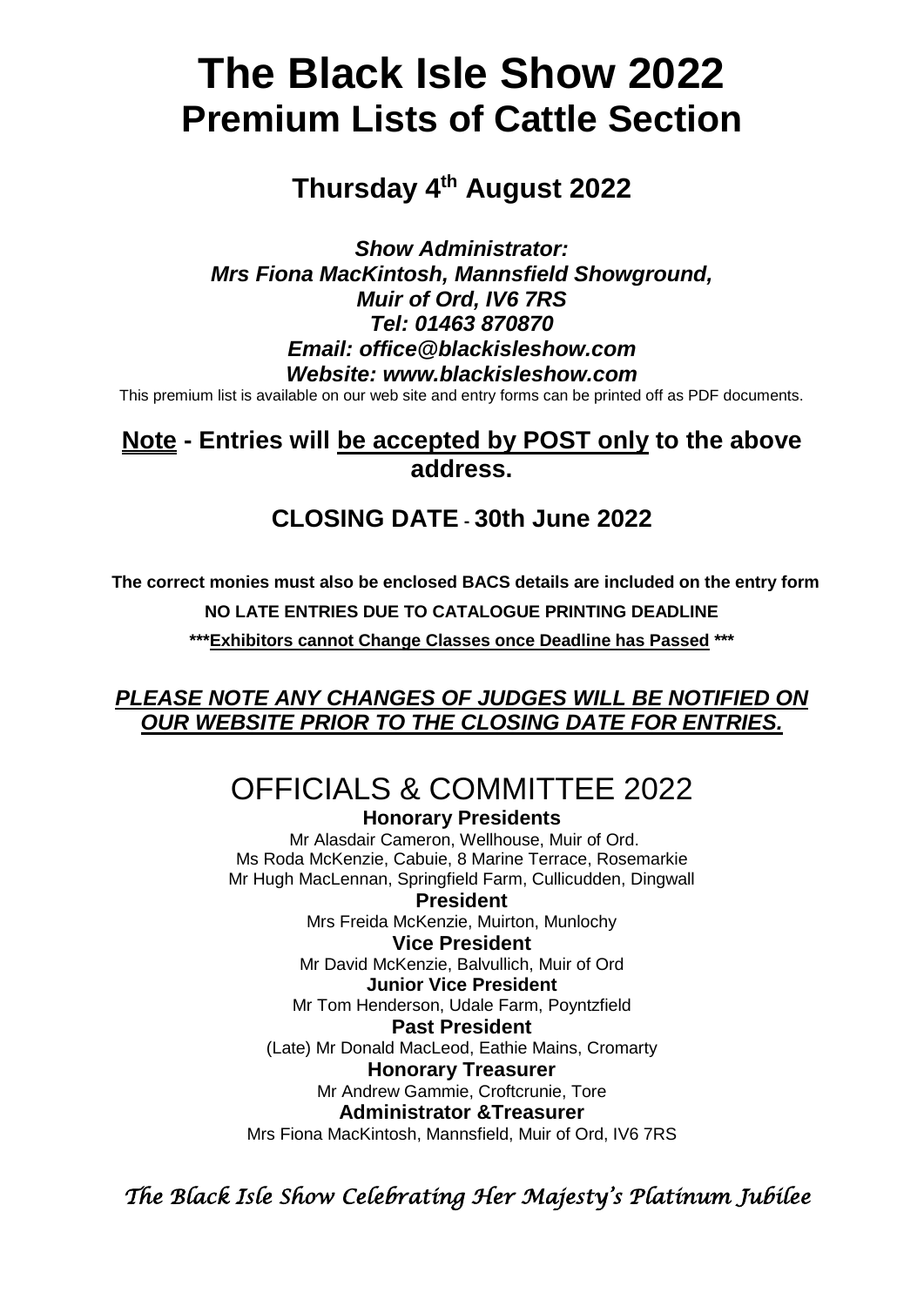# The Black Isle Show 2022
# Premium Lists of Cattle Section

## Thursday 4th August 2022

***Show Administrator:***
***Mrs Fiona MacKintosh, Mannsfield Showground,***
***Muir of Ord, IV6 7RS***
***Tel: 01463 870870***
***Email: office@blackisleshow.com***
***Website: www.blackisleshow.com***

This premium list is available on our web site and entry forms can be printed off as PDF documents.

## <u>Note</u> - Entries will <u>be accepted by POST only</u> to the above address.

## CLOSING DATE - 30th June 2022

**The correct monies must also be enclosed BACS details are included on the entry form**

**NO LATE ENTRIES DUE TO CATALOGUE PRINTING DEADLINE**

**\*\*\*<u>Exhibitors cannot Change Classes once Deadline has Passed</u> \*\*\***

***<u>PLEASE NOTE ANY CHANGES OF JUDGES WILL BE NOTIFIED ON OUR WEBSITE PRIOR TO THE CLOSING DATE FOR ENTRIES.</u>***

# OFFICIALS & COMMITTEE 2022

**Honorary Presidents**
Mr Alasdair Cameron, Wellhouse, Muir of Ord.
Ms Roda McKenzie, Cabuie, 8 Marine Terrace, Rosemarkie
Mr Hugh MacLennan, Springfield Farm, Cullicudden, Dingwall

**President**
Mrs Freida McKenzie, Muirton, Munlochy

**Vice President**
Mr David McKenzie, Balvullich, Muir of Ord

**Junior Vice President**
Mr Tom Henderson, Udale Farm, Poyntzfield

**Past President**
(Late) Mr Donald MacLeod, Eathie Mains, Cromarty

**Honorary Treasurer**
Mr Andrew Gammie, Croftcrunie, Tore

**Administrator &Treasurer**
Mrs Fiona MacKintosh, Mannsfield, Muir of Ord, IV6 7RS

*The Black Isle Show Celebrating Her Majesty's Platinum Jubilee*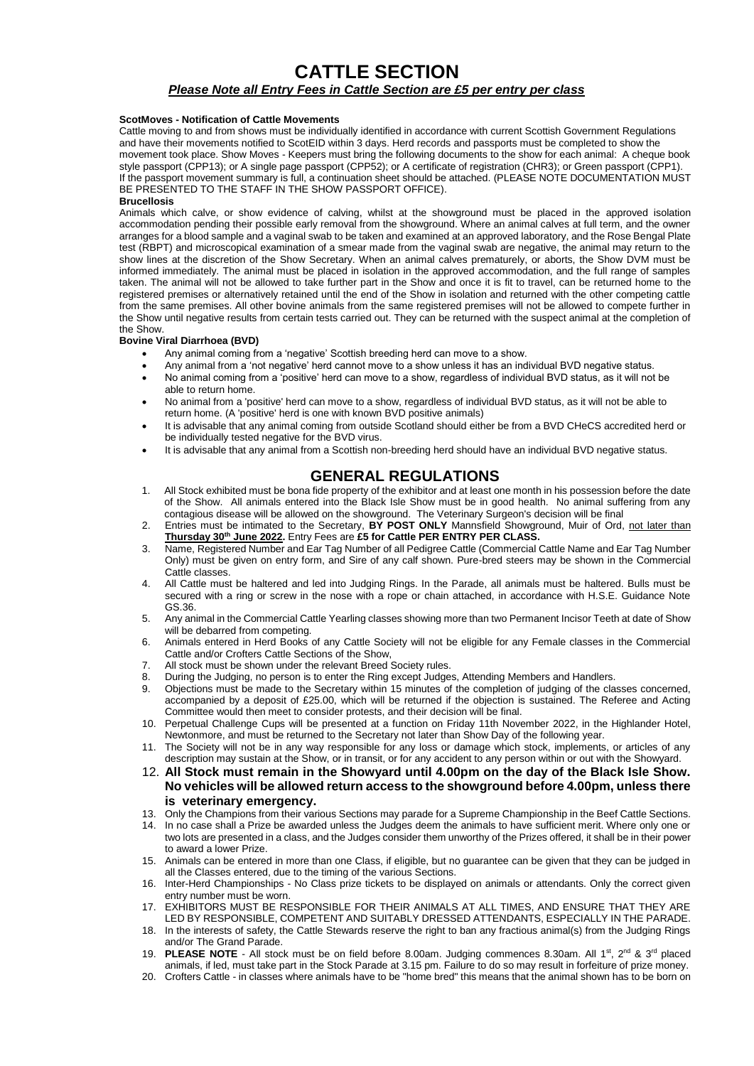# CATTLE SECTION

***Please Note all Entry Fees in Cattle Section are £5 per entry per class***

**ScotMoves - Notification of Cattle Movements**

Cattle moving to and from shows must be individually identified in accordance with current Scottish Government Regulations and have their movements notified to ScotEID within 3 days. Herd records and passports must be completed to show the movement took place. Show Moves - Keepers must bring the following documents to the show for each animal: A cheque book style passport (CPP13); or A single page passport (CPP52); or A certificate of registration (CHR3); or Green passport (CPP1). If the passport movement summary is full, a continuation sheet should be attached. (PLEASE NOTE DOCUMENTATION MUST BE PRESENTED TO THE STAFF IN THE SHOW PASSPORT OFFICE).

**Brucellosis**

Animals which calve, or show evidence of calving, whilst at the showground must be placed in the approved isolation accommodation pending their possible early removal from the showground. Where an animal calves at full term, and the owner arranges for a blood sample and a vaginal swab to be taken and examined at an approved laboratory, and the Rose Bengal Plate test (RBPT) and microscopical examination of a smear made from the vaginal swab are negative, the animal may return to the show lines at the discretion of the Show Secretary. When an animal calves prematurely, or aborts, the Show DVM must be informed immediately. The animal must be placed in isolation in the approved accommodation, and the full range of samples taken. The animal will not be allowed to take further part in the Show and once it is fit to travel, can be returned home to the registered premises or alternatively retained until the end of the Show in isolation and returned with the other competing cattle from the same premises. All other bovine animals from the same registered premises will not be allowed to compete further in the Show until negative results from certain tests carried out. They can be returned with the suspect animal at the completion of the Show.

**Bovine Viral Diarrhoea (BVD)**

- Any animal coming from a 'negative' Scottish breeding herd can move to a show.
- Any animal from a 'not negative' herd cannot move to a show unless it has an individual BVD negative status.
- No animal coming from a 'positive' herd can move to a show, regardless of individual BVD status, as it will not be able to return home.
- No animal from a 'positive' herd can move to a show, regardless of individual BVD status, as it will not be able to return home. (A 'positive' herd is one with known BVD positive animals)
- It is advisable that any animal coming from outside Scotland should either be from a BVD CHeCS accredited herd or be individually tested negative for the BVD virus.
- It is advisable that any animal from a Scottish non-breeding herd should have an individual BVD negative status.

## GENERAL REGULATIONS

1. All Stock exhibited must be bona fide property of the exhibitor and at least one month in his possession before the date of the Show. All animals entered into the Black Isle Show must be in good health. No animal suffering from any contagious disease will be allowed on the showground. The Veterinary Surgeon's decision will be final
2. Entries must be intimated to the Secretary, **BY POST ONLY** Mannsfield Showground, Muir of Ord, not later than **Thursday 30th June 2022.** Entry Fees are **£5 for Cattle PER ENTRY PER CLASS.**
3. Name, Registered Number and Ear Tag Number of all Pedigree Cattle (Commercial Cattle Name and Ear Tag Number Only) must be given on entry form, and Sire of any calf shown. Pure-bred steers may be shown in the Commercial Cattle classes.
4. All Cattle must be haltered and led into Judging Rings. In the Parade, all animals must be haltered. Bulls must be secured with a ring or screw in the nose with a rope or chain attached, in accordance with H.S.E. Guidance Note GS.36.
5. Any animal in the Commercial Cattle Yearling classes showing more than two Permanent Incisor Teeth at date of Show will be debarred from competing.
6. Animals entered in Herd Books of any Cattle Society will not be eligible for any Female classes in the Commercial Cattle and/or Crofters Cattle Sections of the Show,
7. All stock must be shown under the relevant Breed Society rules.
8. During the Judging, no person is to enter the Ring except Judges, Attending Members and Handlers.
9. Objections must be made to the Secretary within 15 minutes of the completion of judging of the classes concerned, accompanied by a deposit of £25.00, which will be returned if the objection is sustained. The Referee and Acting Committee would then meet to consider protests, and their decision will be final.
10. Perpetual Challenge Cups will be presented at a function on Friday 11th November 2022, in the Highlander Hotel, Newtonmore, and must be returned to the Secretary not later than Show Day of the following year.
11. The Society will not be in any way responsible for any loss or damage which stock, implements, or articles of any description may sustain at the Show, or in transit, or for any accident to any person within or out with the Showyard.
12. **All Stock must remain in the Showyard until 4.00pm on the day of the Black Isle Show. No vehicles will be allowed return access to the showground before 4.00pm, unless there is veterinary emergency.**
13. Only the Champions from their various Sections may parade for a Supreme Championship in the Beef Cattle Sections.
14. In no case shall a Prize be awarded unless the Judges deem the animals to have sufficient merit. Where only one or two lots are presented in a class, and the Judges consider them unworthy of the Prizes offered, it shall be in their power to award a lower Prize.
15. Animals can be entered in more than one Class, if eligible, but no guarantee can be given that they can be judged in all the Classes entered, due to the timing of the various Sections.
16. Inter-Herd Championships - No Class prize tickets to be displayed on animals or attendants. Only the correct given entry number must be worn.
17. EXHIBITORS MUST BE RESPONSIBLE FOR THEIR ANIMALS AT ALL TIMES, AND ENSURE THAT THEY ARE LED BY RESPONSIBLE, COMPETENT AND SUITABLY DRESSED ATTENDANTS, ESPECIALLY IN THE PARADE.
18. In the interests of safety, the Cattle Stewards reserve the right to ban any fractious animal(s) from the Judging Rings and/or The Grand Parade.
19. **PLEASE NOTE** - All stock must be on field before 8.00am. Judging commences 8.30am. All 1st, 2nd & 3rd placed animals, if led, must take part in the Stock Parade at 3.15 pm. Failure to do so may result in forfeiture of prize money.
20. Crofters Cattle - in classes where animals have to be "home bred" this means that the animal shown has to be born on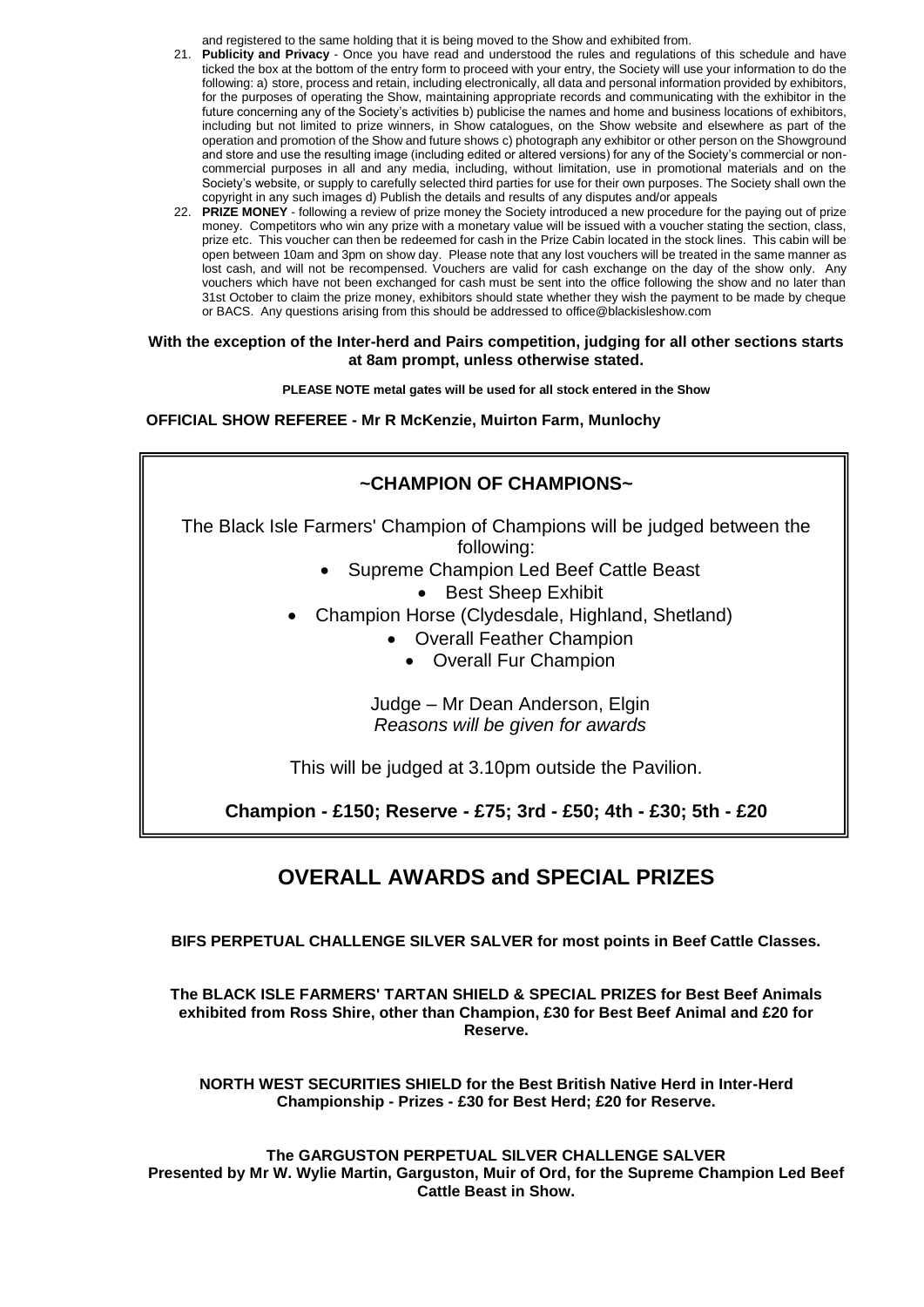and registered to the same holding that it is being moved to the Show and exhibited from.

21. **Publicity and Privacy** - Once you have read and understood the rules and regulations of this schedule and have ticked the box at the bottom of the entry form to proceed with your entry, the Society will use your information to do the following: a) store, process and retain, including electronically, all data and personal information provided by exhibitors, for the purposes of operating the Show, maintaining appropriate records and communicating with the exhibitor in the future concerning any of the Society's activities b) publicise the names and home and business locations of exhibitors, including but not limited to prize winners, in Show catalogues, on the Show website and elsewhere as part of the operation and promotion of the Show and future shows c) photograph any exhibitor or other person on the Showground and store and use the resulting image (including edited or altered versions) for any of the Society's commercial or non-commercial purposes in all and any media, including, without limitation, use in promotional materials and on the Society's website, or supply to carefully selected third parties for use for their own purposes. The Society shall own the copyright in any such images d) Publish the details and results of any disputes and/or appeals
22. **PRIZE MONEY** - following a review of prize money the Society introduced a new procedure for the paying out of prize money. Competitors who win any prize with a monetary value will be issued with a voucher stating the section, class, prize etc. This voucher can then be redeemed for cash in the Prize Cabin located in the stock lines. This cabin will be open between 10am and 3pm on show day. Please note that any lost vouchers will be treated in the same manner as lost cash, and will not be recompensed. Vouchers are valid for cash exchange on the day of the show only. Any vouchers which have not been exchanged for cash must be sent into the office following the show and no later than 31st October to claim the prize money, exhibitors should state whether they wish the payment to be made by cheque or BACS. Any questions arising from this should be addressed to office@blackisleshow.com

**With the exception of the Inter-herd and Pairs competition, judging for all other sections starts at 8am prompt, unless otherwise stated.**

**PLEASE NOTE metal gates will be used for all stock entered in the Show**

**OFFICIAL SHOW REFEREE - Mr R McKenzie, Muirton Farm, Munlochy**

## ~CHAMPION OF CHAMPIONS~

The Black Isle Farmers' Champion of Champions will be judged between the following:

- Supreme Champion Led Beef Cattle Beast
- Best Sheep Exhibit
- Champion Horse (Clydesdale, Highland, Shetland)
- Overall Feather Champion
- Overall Fur Champion

Judge – Mr Dean Anderson, Elgin
*Reasons will be given for awards*

This will be judged at 3.10pm outside the Pavilion.

**Champion - £150; Reserve - £75; 3rd - £50; 4th - £30; 5th - £20**

# OVERALL AWARDS and SPECIAL PRIZES

**BIFS PERPETUAL CHALLENGE SILVER SALVER for most points in Beef Cattle Classes.**

**The BLACK ISLE FARMERS' TARTAN SHIELD & SPECIAL PRIZES for Best Beef Animals exhibited from Ross Shire, other than Champion, £30 for Best Beef Animal and £20 for Reserve.**

**NORTH WEST SECURITIES SHIELD for the Best British Native Herd in Inter-Herd Championship - Prizes - £30 for Best Herd; £20 for Reserve.**

**The GARGUSTON PERPETUAL SILVER CHALLENGE SALVER Presented by Mr W. Wylie Martin, Garguston, Muir of Ord, for the Supreme Champion Led Beef Cattle Beast in Show.**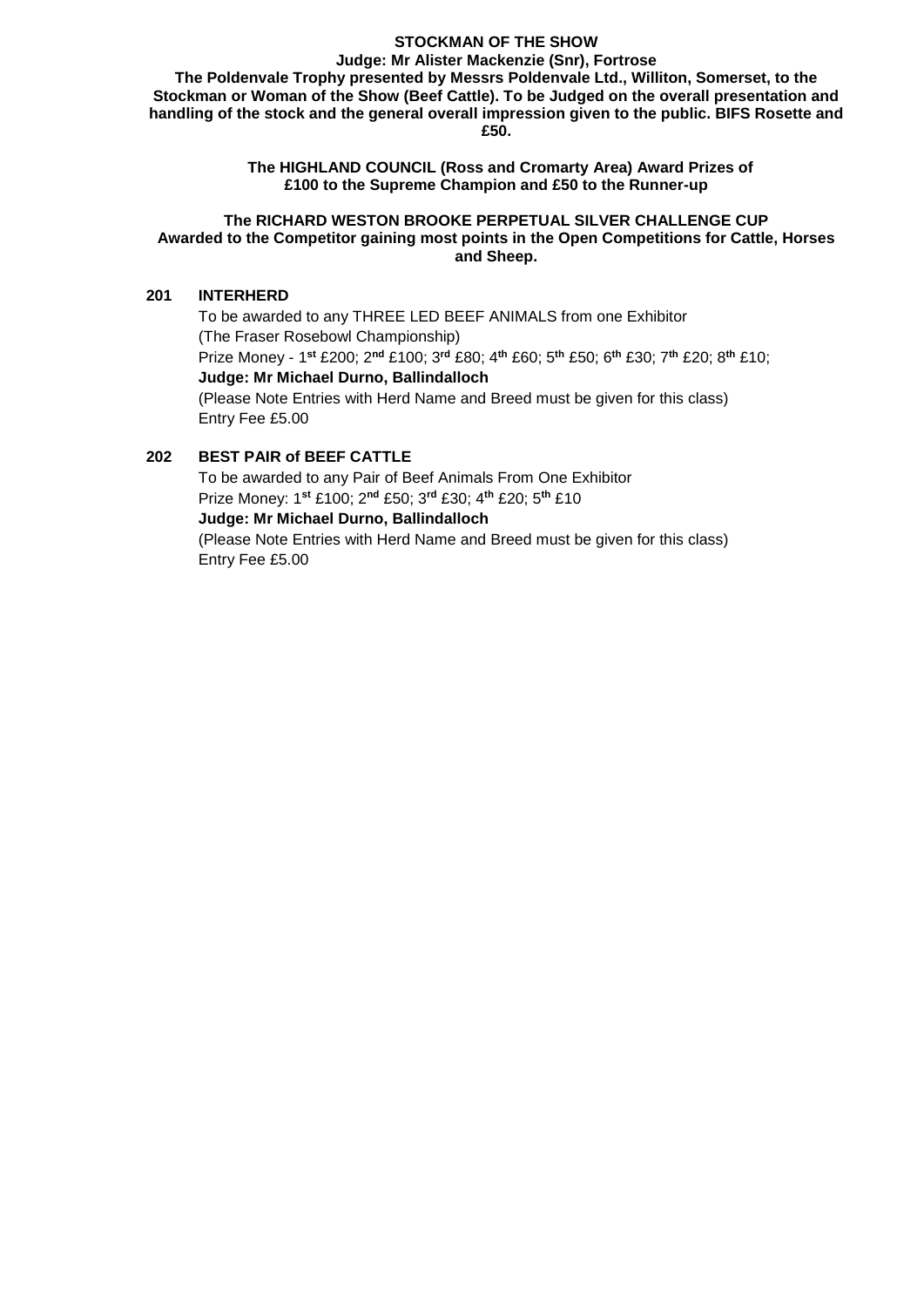**STOCKMAN OF THE SHOW**
**Judge: Mr Alister Mackenzie (Snr), Fortrose**
**The Poldenvale Trophy presented by Messrs Poldenvale Ltd., Williton, Somerset, to the Stockman or Woman of the Show (Beef Cattle). To be Judged on the overall presentation and handling of the stock and the general overall impression given to the public. BIFS Rosette and £50.**

**The HIGHLAND COUNCIL (Ross and Cromarty Area) Award Prizes of £100 to the Supreme Champion and £50 to the Runner-up**

**The RICHARD WESTON BROOKE PERPETUAL SILVER CHALLENGE CUP Awarded to the Competitor gaining most points in the Open Competitions for Cattle, Horses and Sheep.**

**201 INTERHERD**

To be awarded to any THREE LED BEEF ANIMALS from one Exhibitor
(The Fraser Rosebowl Championship)
Prize Money - 1st £200; 2nd £100; 3rd £80; 4th £60; 5th £50; 6th £30; 7th £20; 8th £10;
**Judge: Mr Michael Durno, Ballindalloch**
(Please Note Entries with Herd Name and Breed must be given for this class)
Entry Fee £5.00

**202 BEST PAIR of BEEF CATTLE**

To be awarded to any Pair of Beef Animals From One Exhibitor
Prize Money: 1st £100; 2nd £50; 3rd £30; 4th £20; 5th £10
**Judge: Mr Michael Durno, Ballindalloch**
(Please Note Entries with Herd Name and Breed must be given for this class)
Entry Fee £5.00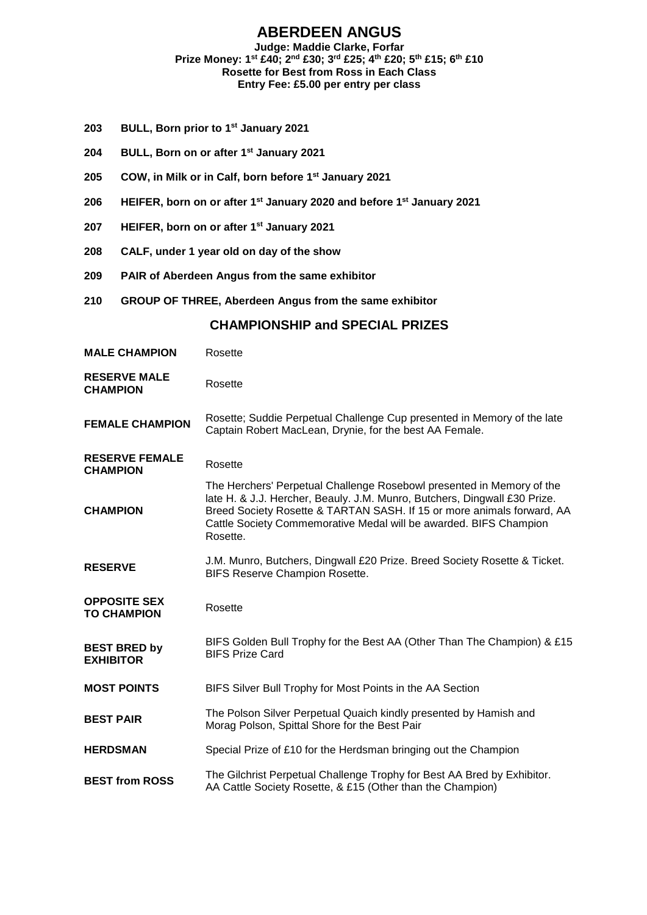# ABERDEEN ANGUS

**Judge: Maddie Clarke, Forfar**
**Prize Money: 1st £40; 2nd £30; 3rd £25; 4th £20; 5th £15; 6th £10**
**Rosette for Best from Ross in Each Class**
**Entry Fee: £5.00 per entry per class**

**203 BULL, Born prior to 1st January 2021**

**204 BULL, Born on or after 1st January 2021**

**205 COW, in Milk or in Calf, born before 1st January 2021**

**206 HEIFER, born on or after 1st January 2020 and before 1st January 2021**

**207 HEIFER, born on or after 1st January 2021**

**208 CALF, under 1 year old on day of the show**

**209 PAIR of Aberdeen Angus from the same exhibitor**

**210 GROUP OF THREE, Aberdeen Angus from the same exhibitor**

## CHAMPIONSHIP and SPECIAL PRIZES

| | |
|---|---|
| **MALE CHAMPION** | Rosette |
| **RESERVE MALE CHAMPION** | Rosette |
| **FEMALE CHAMPION** | Rosette; Suddie Perpetual Challenge Cup presented in Memory of the late Captain Robert MacLean, Drynie, for the best AA Female. |
| **RESERVE FEMALE CHAMPION** | Rosette |
| **CHAMPION** | The Herchers' Perpetual Challenge Rosebowl presented in Memory of the late H. & J.J. Hercher, Beauly. J.M. Munro, Butchers, Dingwall £30 Prize. Breed Society Rosette & TARTAN SASH. If 15 or more animals forward, AA Cattle Society Commemorative Medal will be awarded. BIFS Champion Rosette. |
| **RESERVE** | J.M. Munro, Butchers, Dingwall £20 Prize. Breed Society Rosette & Ticket. BIFS Reserve Champion Rosette. |
| **OPPOSITE SEX TO CHAMPION** | Rosette |
| **BEST BRED by EXHIBITOR** | BIFS Golden Bull Trophy for the Best AA (Other Than The Champion) & £15 BIFS Prize Card |
| **MOST POINTS** | BIFS Silver Bull Trophy for Most Points in the AA Section |
| **BEST PAIR** | The Polson Silver Perpetual Quaich kindly presented by Hamish and Morag Polson, Spittal Shore for the Best Pair |
| **HERDSMAN** | Special Prize of £10 for the Herdsman bringing out the Champion |
| **BEST from ROSS** | The Gilchrist Perpetual Challenge Trophy for Best AA Bred by Exhibitor. AA Cattle Society Rosette, & £15 (Other than the Champion) |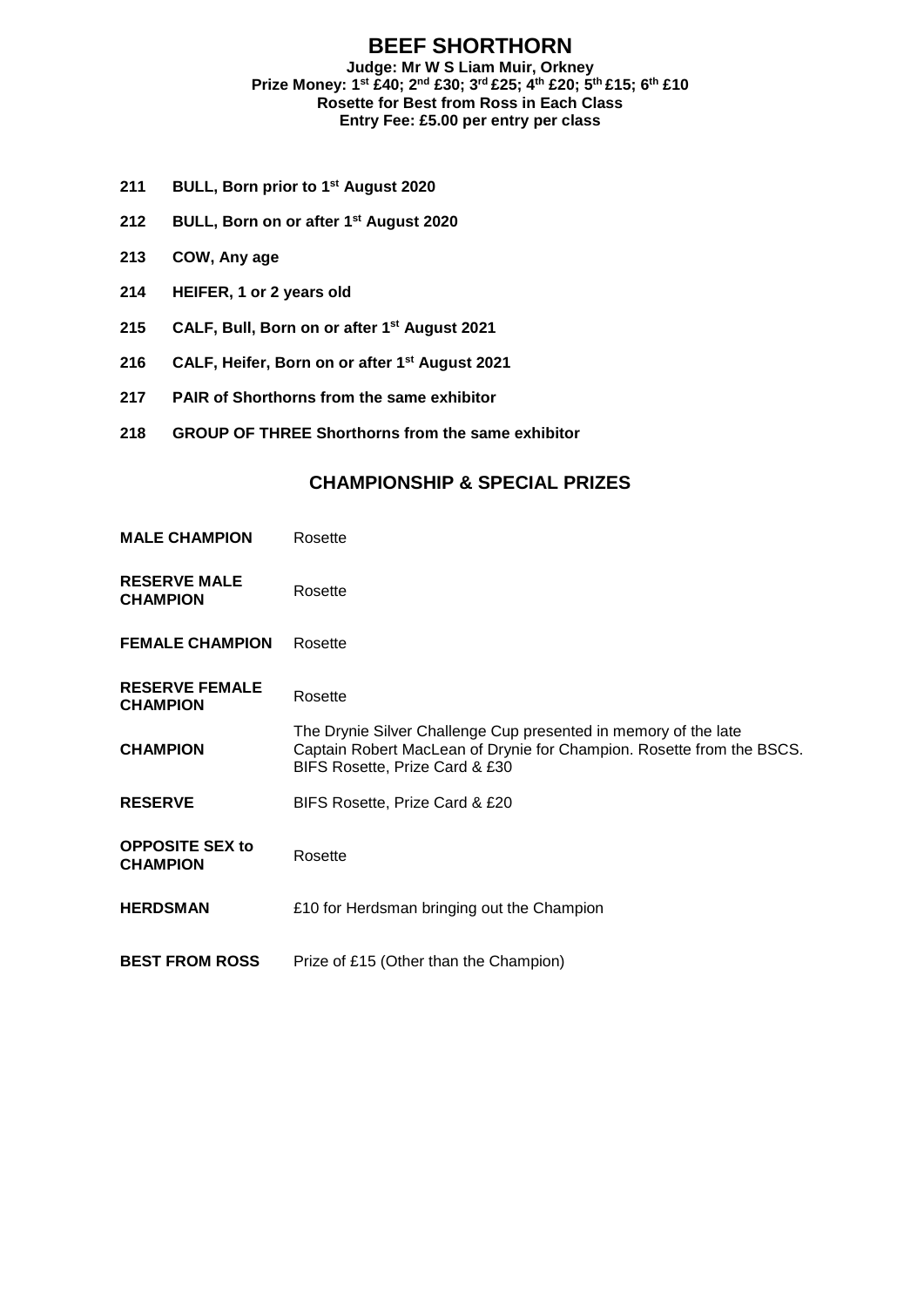# BEEF SHORTHORN

**Judge: Mr W S Liam Muir, Orkney**
**Prize Money: 1st £40; 2nd £30; 3rd £25; 4th £20; 5th £15; 6th £10**
**Rosette for Best from Ross in Each Class**
**Entry Fee: £5.00 per entry per class**

- **211 BULL, Born prior to 1st August 2020**
- **212 BULL, Born on or after 1st August 2020**
- **213 COW, Any age**
- **214 HEIFER, 1 or 2 years old**
- **215 CALF, Bull, Born on or after 1st August 2021**
- **216 CALF, Heifer, Born on or after 1st August 2021**
- **217 PAIR of Shorthorns from the same exhibitor**
- **218 GROUP OF THREE Shorthorns from the same exhibitor**

## CHAMPIONSHIP & SPECIAL PRIZES

| | |
|---|---|
| **MALE CHAMPION** | Rosette |
| **RESERVE MALE CHAMPION** | Rosette |
| **FEMALE CHAMPION** | Rosette |
| **RESERVE FEMALE CHAMPION** | Rosette |
| **CHAMPION** | The Drynie Silver Challenge Cup presented in memory of the late Captain Robert MacLean of Drynie for Champion. Rosette from the BSCS. BIFS Rosette, Prize Card & £30 |
| **RESERVE** | BIFS Rosette, Prize Card & £20 |
| **OPPOSITE SEX to CHAMPION** | Rosette |
| **HERDSMAN** | £10 for Herdsman bringing out the Champion |
| **BEST FROM ROSS** | Prize of £15 (Other than the Champion) |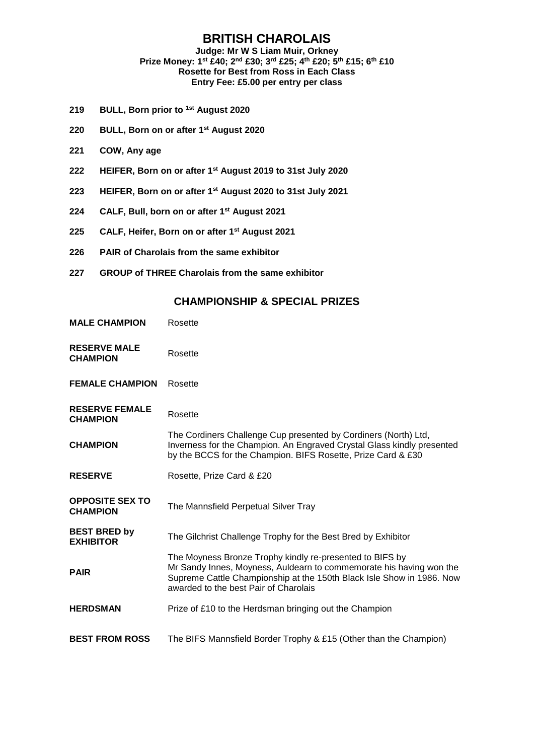# BRITISH CHAROLAIS

**Judge: Mr W S Liam Muir, Orkney**
**Prize Money: 1st £40; 2nd £30; 3rd £25; 4th £20; 5th £15; 6th £10**
**Rosette for Best from Ross in Each Class**
**Entry Fee: £5.00 per entry per class**

**219 BULL, Born prior to 1st August 2020**

**220 BULL, Born on or after 1st August 2020**

**221 COW, Any age**

**222 HEIFER, Born on or after 1st August 2019 to 31st July 2020**

**223 HEIFER, Born on or after 1st August 2020 to 31st July 2021**

**224 CALF, Bull, born on or after 1st August 2021**

**225 CALF, Heifer, Born on or after 1st August 2021**

**226 PAIR of Charolais from the same exhibitor**

**227 GROUP of THREE Charolais from the same exhibitor**

## CHAMPIONSHIP & SPECIAL PRIZES

| | |
|---|---|
| **MALE CHAMPION** | Rosette |
| **RESERVE MALE CHAMPION** | Rosette |
| **FEMALE CHAMPION** | Rosette |
| **RESERVE FEMALE CHAMPION** | Rosette |
| **CHAMPION** | The Cordiners Challenge Cup presented by Cordiners (North) Ltd, Inverness for the Champion. An Engraved Crystal Glass kindly presented by the BCCS for the Champion. BIFS Rosette, Prize Card & £30 |
| **RESERVE** | Rosette, Prize Card & £20 |
| **OPPOSITE SEX TO CHAMPION** | The Mannsfield Perpetual Silver Tray |
| **BEST BRED by EXHIBITOR** | The Gilchrist Challenge Trophy for the Best Bred by Exhibitor |
| **PAIR** | The Moyness Bronze Trophy kindly re-presented to BIFS by Mr Sandy Innes, Moyness, Auldearn to commemorate his having won the Supreme Cattle Championship at the 150th Black Isle Show in 1986. Now awarded to the best Pair of Charolais |
| **HERDSMAN** | Prize of £10 to the Herdsman bringing out the Champion |
| **BEST FROM ROSS** | The BIFS Mannsfield Border Trophy & £15 (Other than the Champion) |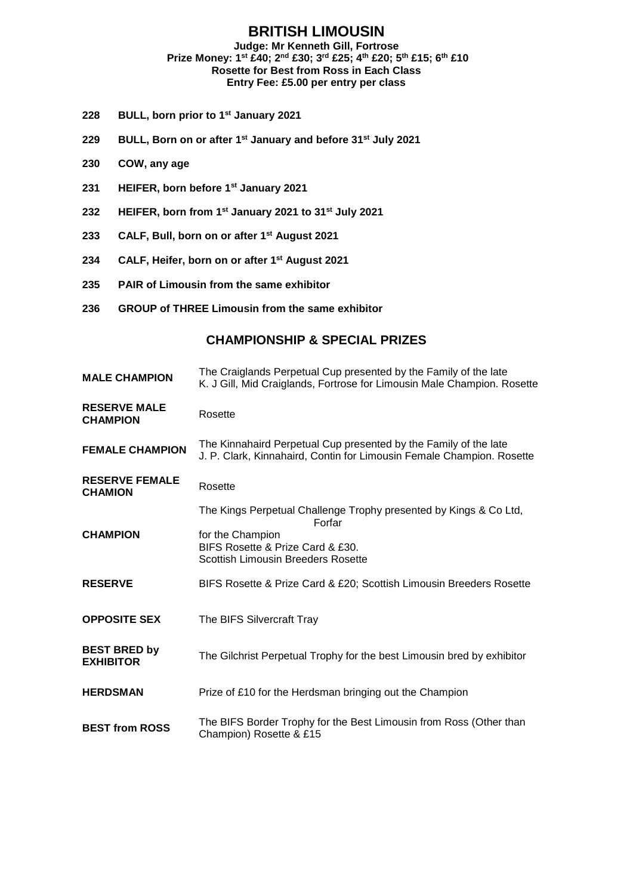# BRITISH LIMOUSIN

**Judge: Mr Kenneth Gill, Fortrose**
**Prize Money: 1st £40; 2nd £30; 3rd £25; 4th £20; 5th £15; 6th £10**
**Rosette for Best from Ross in Each Class**
**Entry Fee: £5.00 per entry per class**

**228 BULL, born prior to 1st January 2021**

**229 BULL, Born on or after 1st January and before 31st July 2021**

**230 COW, any age**

**231 HEIFER, born before 1st January 2021**

**232 HEIFER, born from 1st January 2021 to 31st July 2021**

**233 CALF, Bull, born on or after 1st August 2021**

**234 CALF, Heifer, born on or after 1st August 2021**

**235 PAIR of Limousin from the same exhibitor**

**236 GROUP of THREE Limousin from the same exhibitor**

## CHAMPIONSHIP & SPECIAL PRIZES

| | |
|---|---|
| **MALE CHAMPION** | The Craiglands Perpetual Cup presented by the Family of the late K. J Gill, Mid Craiglands, Fortrose for Limousin Male Champion. Rosette |
| **RESERVE MALE CHAMPION** | Rosette |
| **FEMALE CHAMPION** | The Kinnahaird Perpetual Cup presented by the Family of the late J. P. Clark, Kinnahaird, Contin for Limousin Female Champion. Rosette |
| **RESERVE FEMALE CHAMION** | Rosette |
| **CHAMPION** | The Kings Perpetual Challenge Trophy presented by Kings & Co Ltd, Forfar for the Champion<br>BIFS Rosette & Prize Card & £30.<br>Scottish Limousin Breeders Rosette |
| **RESERVE** | BIFS Rosette & Prize Card & £20; Scottish Limousin Breeders Rosette |
| **OPPOSITE SEX** | The BIFS Silvercraft Tray |
| **BEST BRED by EXHIBITOR** | The Gilchrist Perpetual Trophy for the best Limousin bred by exhibitor |
| **HERDSMAN** | Prize of £10 for the Herdsman bringing out the Champion |
| **BEST from ROSS** | The BIFS Border Trophy for the Best Limousin from Ross (Other than Champion) Rosette & £15 |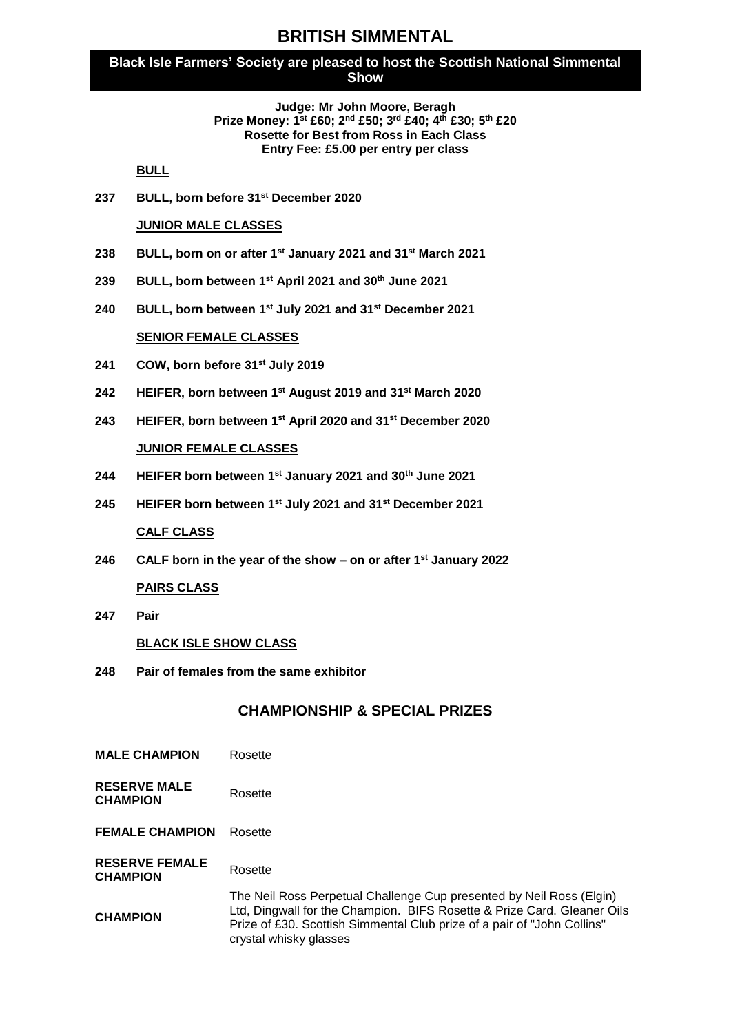# BRITISH SIMMENTAL

## Black Isle Farmers' Society are pleased to host the Scottish National Simmental Show

**Judge: Mr John Moore, Beragh**
**Prize Money: 1st £60; 2nd £50; 3rd £40; 4th £30; 5th £20**
**Rosette for Best from Ross in Each Class**
**Entry Fee: £5.00 per entry per class**

**BULL**

**237 BULL, born before 31st December 2020**

**JUNIOR MALE CLASSES**

**238 BULL, born on or after 1st January 2021 and 31st March 2021**

**239 BULL, born between 1st April 2021 and 30th June 2021**

**240 BULL, born between 1st July 2021 and 31st December 2021**

**SENIOR FEMALE CLASSES**

**241 COW, born before 31st July 2019**

**242 HEIFER, born between 1st August 2019 and 31st March 2020**

**243 HEIFER, born between 1st April 2020 and 31st December 2020**

**JUNIOR FEMALE CLASSES**

**244 HEIFER born between 1st January 2021 and 30th June 2021**

**245 HEIFER born between 1st July 2021 and 31st December 2021**

**CALF CLASS**

**246 CALF born in the year of the show – on or after 1st January 2022**

**PAIRS CLASS**

**247 Pair**

**BLACK ISLE SHOW CLASS**

**248 Pair of females from the same exhibitor**

## CHAMPIONSHIP & SPECIAL PRIZES

| | |
|---|---|
| **MALE CHAMPION** | Rosette |
| **RESERVE MALE CHAMPION** | Rosette |
| **FEMALE CHAMPION** | Rosette |
| **RESERVE FEMALE CHAMPION** | Rosette |
| **CHAMPION** | The Neil Ross Perpetual Challenge Cup presented by Neil Ross (Elgin) Ltd, Dingwall for the Champion. BIFS Rosette & Prize Card. Gleaner Oils Prize of £30. Scottish Simmental Club prize of a pair of "John Collins" crystal whisky glasses |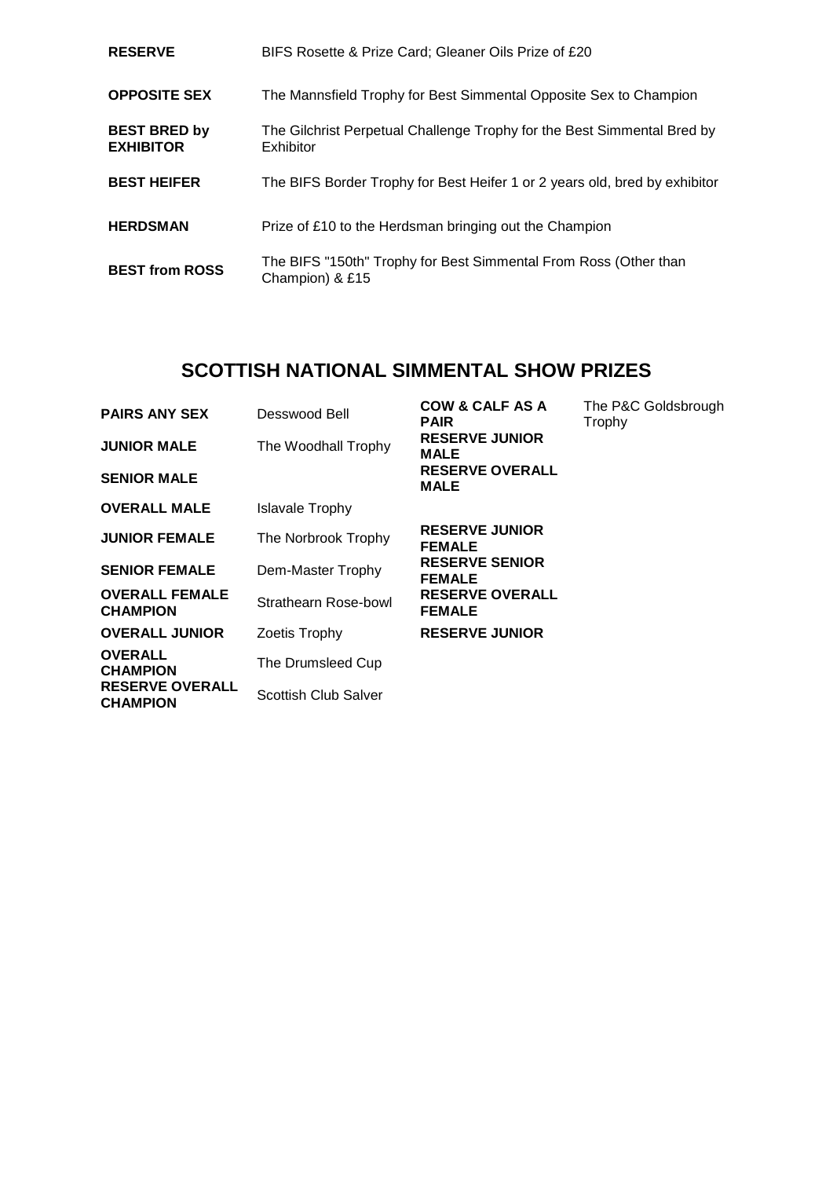| | |
|---|---|
| **RESERVE** | BIFS Rosette & Prize Card; Gleaner Oils Prize of £20 |
| **OPPOSITE SEX** | The Mannsfield Trophy for Best Simmental Opposite Sex to Champion |
| **BEST BRED by EXHIBITOR** | The Gilchrist Perpetual Challenge Trophy for the Best Simmental Bred by Exhibitor |
| **BEST HEIFER** | The BIFS Border Trophy for Best Heifer 1 or 2 years old, bred by exhibitor |
| **HERDSMAN** | Prize of £10 to the Herdsman bringing out the Champion |
| **BEST from ROSS** | The BIFS "150th" Trophy for Best Simmental From Ross (Other than Champion) & £15 |

## SCOTTISH NATIONAL SIMMENTAL SHOW PRIZES

| | | | |
|---|---|---|---|
| **PAIRS ANY SEX** | Desswood Bell | **COW & CALF AS A PAIR** | The P&C Goldsbrough Trophy |
| **JUNIOR MALE** | The Woodhall Trophy | **RESERVE JUNIOR MALE** | |
| **SENIOR MALE** | | **RESERVE OVERALL MALE** | |
| **OVERALL MALE** | Islavale Trophy | | |
| **JUNIOR FEMALE** | The Norbrook Trophy | **RESERVE JUNIOR FEMALE** | |
| **SENIOR FEMALE** | Dem-Master Trophy | **RESERVE SENIOR FEMALE** | |
| **OVERALL FEMALE CHAMPION** | Strathearn Rose-bowl | **RESERVE OVERALL FEMALE** | |
| **OVERALL JUNIOR** | Zoetis Trophy | **RESERVE JUNIOR** | |
| **OVERALL CHAMPION** | The Drumsleed Cup | | |
| **RESERVE OVERALL CHAMPION** | Scottish Club Salver | | |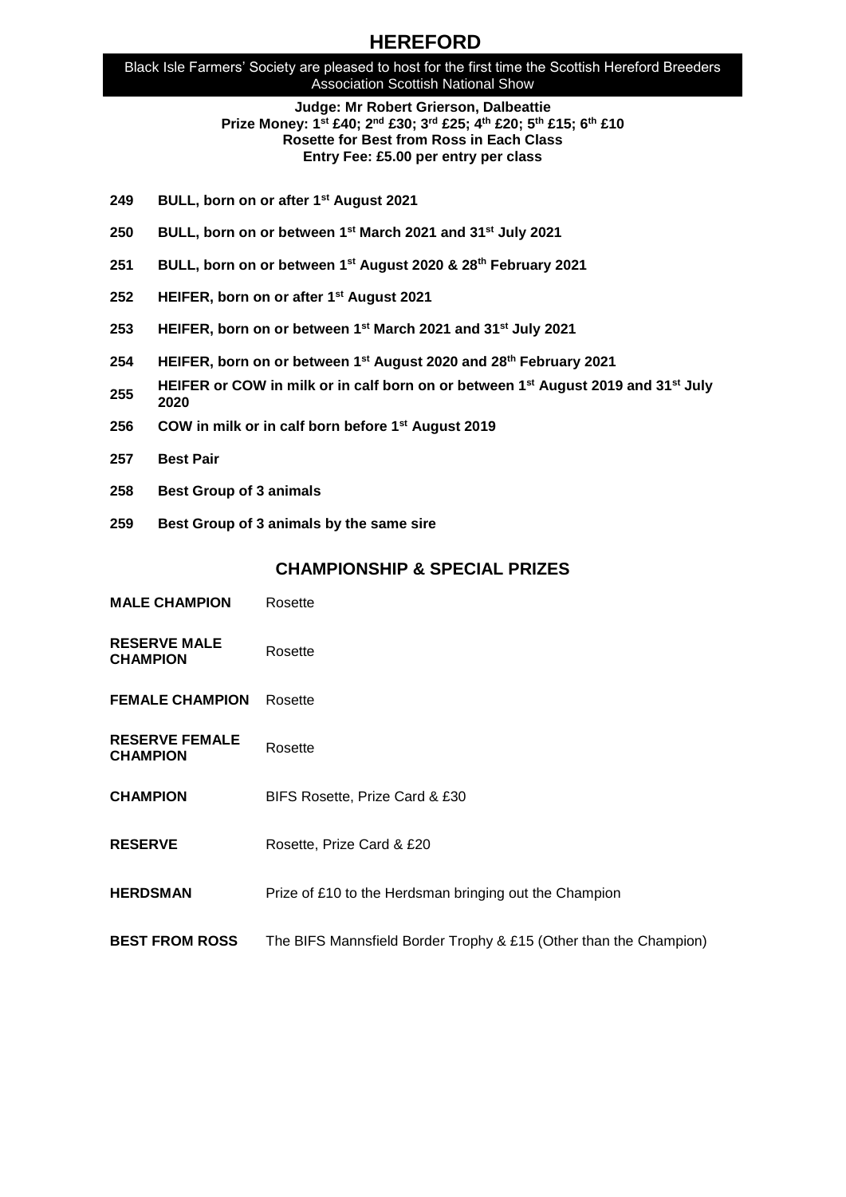# HEREFORD

Black Isle Farmers' Society are pleased to host for the first time the Scottish Hereford Breeders Association Scottish National Show

**Judge: Mr Robert Grierson, Dalbeattie**
**Prize Money: 1st £40; 2nd £30; 3rd £25; 4th £20; 5th £15; 6th £10**
**Rosette for Best from Ross in Each Class**
**Entry Fee: £5.00 per entry per class**

**249 BULL, born on or after 1st August 2021**

**250 BULL, born on or between 1st March 2021 and 31st July 2021**

**251 BULL, born on or between 1st August 2020 & 28th February 2021**

**252 HEIFER, born on or after 1st August 2021**

**253 HEIFER, born on or between 1st March 2021 and 31st July 2021**

**254 HEIFER, born on or between 1st August 2020 and 28th February 2021**

**255 HEIFER or COW in milk or in calf born on or between 1st August 2019 and 31st July 2020**

**256 COW in milk or in calf born before 1st August 2019**

**257 Best Pair**

**258 Best Group of 3 animals**

**259 Best Group of 3 animals by the same sire**

## CHAMPIONSHIP & SPECIAL PRIZES

| | |
|---|---|
| **MALE CHAMPION** | Rosette |
| **RESERVE MALE CHAMPION** | Rosette |
| **FEMALE CHAMPION** | Rosette |
| **RESERVE FEMALE CHAMPION** | Rosette |
| **CHAMPION** | BIFS Rosette, Prize Card & £30 |
| **RESERVE** | Rosette, Prize Card & £20 |
| **HERDSMAN** | Prize of £10 to the Herdsman bringing out the Champion |
| **BEST FROM ROSS** | The BIFS Mannsfield Border Trophy & £15 (Other than the Champion) |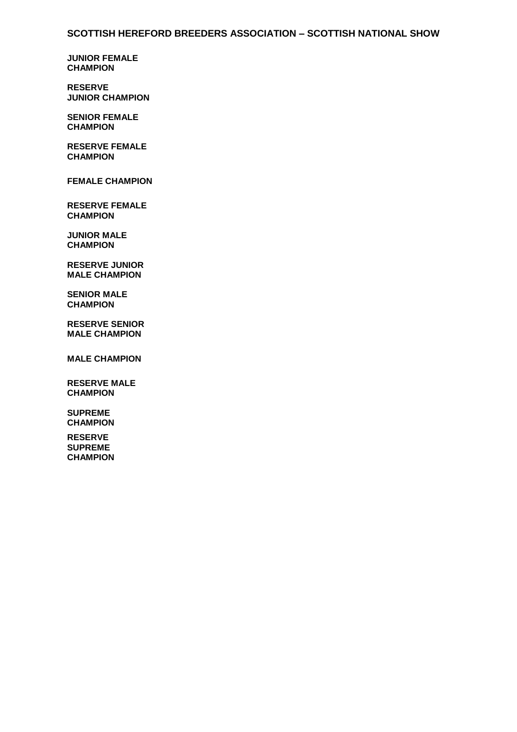**SCOTTISH HEREFORD BREEDERS ASSOCIATION – SCOTTISH NATIONAL SHOW**

**JUNIOR FEMALE CHAMPION**

**RESERVE JUNIOR CHAMPION**

**SENIOR FEMALE CHAMPION**

**RESERVE FEMALE CHAMPION**

**FEMALE CHAMPION**

**RESERVE FEMALE CHAMPION**

**JUNIOR MALE CHAMPION**

**RESERVE JUNIOR MALE CHAMPION**

**SENIOR MALE CHAMPION**

**RESERVE SENIOR MALE CHAMPION**

**MALE CHAMPION**

**RESERVE MALE CHAMPION**

**SUPREME CHAMPION**

**RESERVE SUPREME CHAMPION**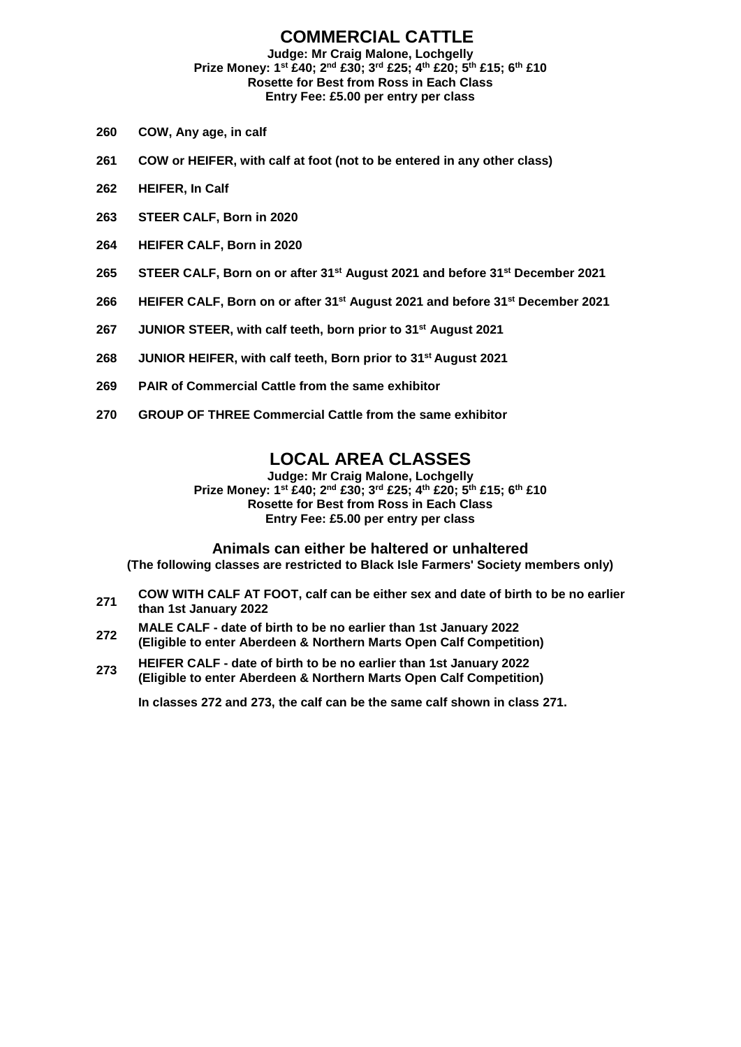# COMMERCIAL CATTLE

**Judge: Mr Craig Malone, Lochgelly**
**Prize Money: 1st £40; 2nd £30; 3rd £25; 4th £20; 5th £15; 6th £10**
**Rosette for Best from Ross in Each Class**
**Entry Fee: £5.00 per entry per class**

**260 COW, Any age, in calf**

**261 COW or HEIFER, with calf at foot (not to be entered in any other class)**

**262 HEIFER, In Calf**

**263 STEER CALF, Born in 2020**

**264 HEIFER CALF, Born in 2020**

**265 STEER CALF, Born on or after 31st August 2021 and before 31st December 2021**

**266 HEIFER CALF, Born on or after 31st August 2021 and before 31st December 2021**

**267 JUNIOR STEER, with calf teeth, born prior to 31st August 2021**

**268 JUNIOR HEIFER, with calf teeth, Born prior to 31st August 2021**

**269 PAIR of Commercial Cattle from the same exhibitor**

**270 GROUP OF THREE Commercial Cattle from the same exhibitor**

# LOCAL AREA CLASSES

**Judge: Mr Craig Malone, Lochgelly**
**Prize Money: 1st £40; 2nd £30; 3rd £25; 4th £20; 5th £15; 6th £10**
**Rosette for Best from Ross in Each Class**
**Entry Fee: £5.00 per entry per class**

### Animals can either be haltered or unhaltered

**(The following classes are restricted to Black Isle Farmers' Society members only)**

**271 COW WITH CALF AT FOOT, calf can be either sex and date of birth to be no earlier than 1st January 2022**

**272 MALE CALF - date of birth to be no earlier than 1st January 2022 (Eligible to enter Aberdeen & Northern Marts Open Calf Competition)**

**273 HEIFER CALF - date of birth to be no earlier than 1st January 2022 (Eligible to enter Aberdeen & Northern Marts Open Calf Competition)**

**In classes 272 and 273, the calf can be the same calf shown in class 271.**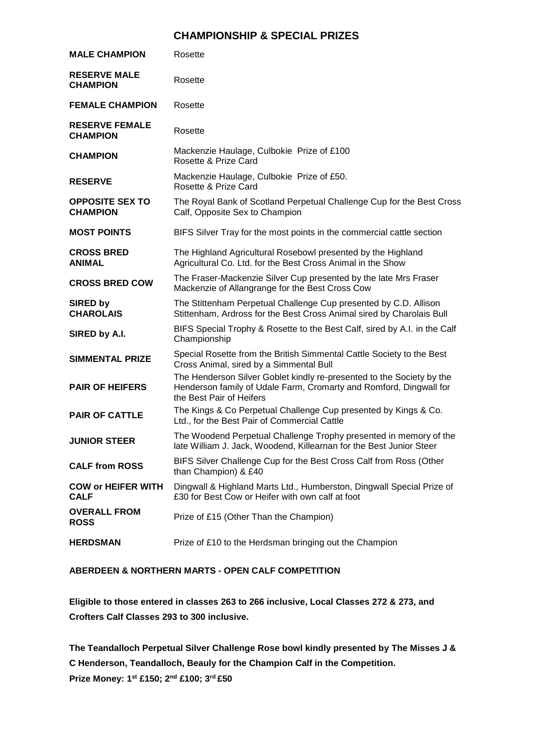## CHAMPIONSHIP & SPECIAL PRIZES

| | |
|---|---|
| **MALE CHAMPION** | Rosette |
| **RESERVE MALE CHAMPION** | Rosette |
| **FEMALE CHAMPION** | Rosette |
| **RESERVE FEMALE CHAMPION** | Rosette |
| **CHAMPION** | Mackenzie Haulage, Culbokie Prize of £100 Rosette & Prize Card |
| **RESERVE** | Mackenzie Haulage, Culbokie Prize of £50. Rosette & Prize Card |
| **OPPOSITE SEX TO CHAMPION** | The Royal Bank of Scotland Perpetual Challenge Cup for the Best Cross Calf, Opposite Sex to Champion |
| **MOST POINTS** | BIFS Silver Tray for the most points in the commercial cattle section |
| **CROSS BRED ANIMAL** | The Highland Agricultural Rosebowl presented by the Highland Agricultural Co. Ltd. for the Best Cross Animal in the Show |
| **CROSS BRED COW** | The Fraser-Mackenzie Silver Cup presented by the late Mrs Fraser Mackenzie of Allangrange for the Best Cross Cow |
| **SIRED by CHAROLAIS** | The Stittenham Perpetual Challenge Cup presented by C.D. Allison Stittenham, Ardross for the Best Cross Animal sired by Charolais Bull |
| **SIRED by A.I.** | BIFS Special Trophy & Rosette to the Best Calf, sired by A.I. in the Calf Championship |
| **SIMMENTAL PRIZE** | Special Rosette from the British Simmental Cattle Society to the Best Cross Animal, sired by a Simmental Bull |
| **PAIR OF HEIFERS** | The Henderson Silver Goblet kindly re-presented to the Society by the Henderson family of Udale Farm, Cromarty and Romford, Dingwall for the Best Pair of Heifers |
| **PAIR OF CATTLE** | The Kings & Co Perpetual Challenge Cup presented by Kings & Co. Ltd., for the Best Pair of Commercial Cattle |
| **JUNIOR STEER** | The Woodend Perpetual Challenge Trophy presented in memory of the late William J. Jack, Woodend, Killearnan for the Best Junior Steer |
| **CALF from ROSS** | BIFS Silver Challenge Cup for the Best Cross Calf from Ross (Other than Champion) & £40 |
| **COW or HEIFER WITH CALF** | Dingwall & Highland Marts Ltd., Humberston, Dingwall Special Prize of £30 for Best Cow or Heifer with own calf at foot |
| **OVERALL FROM ROSS** | Prize of £15 (Other Than the Champion) |
| **HERDSMAN** | Prize of £10 to the Herdsman bringing out the Champion |

**ABERDEEN & NORTHERN MARTS - OPEN CALF COMPETITION**

**Eligible to those entered in classes 263 to 266 inclusive, Local Classes 272 & 273, and Crofters Calf Classes 293 to 300 inclusive.**

**The Teandalloch Perpetual Silver Challenge Rose bowl kindly presented by The Misses J & C Henderson, Teandalloch, Beauly for the Champion Calf in the Competition.**
**Prize Money: 1st £150; 2nd £100; 3rd £50**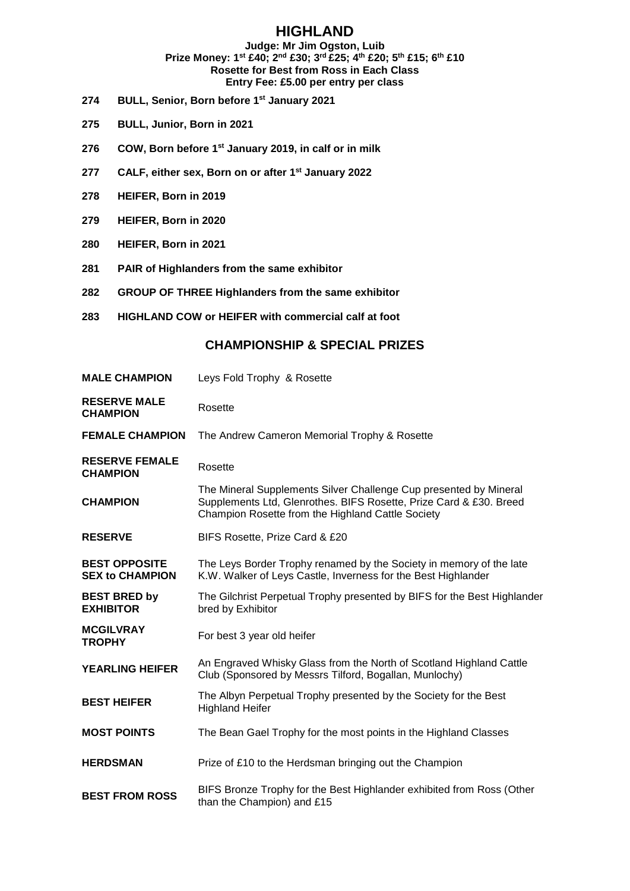# HIGHLAND

**Judge: Mr Jim Ogston, Luib**
**Prize Money: 1st £40; 2nd £30; 3rd £25; 4th £20; 5th £15; 6th £10**
**Rosette for Best from Ross in Each Class**
**Entry Fee: £5.00 per entry per class**

**274 BULL, Senior, Born before 1st January 2021**

**275 BULL, Junior, Born in 2021**

**276 COW, Born before 1st January 2019, in calf or in milk**

**277 CALF, either sex, Born on or after 1st January 2022**

**278 HEIFER, Born in 2019**

**279 HEIFER, Born in 2020**

**280 HEIFER, Born in 2021**

**281 PAIR of Highlanders from the same exhibitor**

**282 GROUP OF THREE Highlanders from the same exhibitor**

**283 HIGHLAND COW or HEIFER with commercial calf at foot**

## CHAMPIONSHIP & SPECIAL PRIZES

| | |
|---|---|
| **MALE CHAMPION** | Leys Fold Trophy & Rosette |
| **RESERVE MALE CHAMPION** | Rosette |
| **FEMALE CHAMPION** | The Andrew Cameron Memorial Trophy & Rosette |
| **RESERVE FEMALE CHAMPION** | Rosette |
| **CHAMPION** | The Mineral Supplements Silver Challenge Cup presented by Mineral Supplements Ltd, Glenrothes. BIFS Rosette, Prize Card & £30. Breed Champion Rosette from the Highland Cattle Society |
| **RESERVE** | BIFS Rosette, Prize Card & £20 |
| **BEST OPPOSITE SEX to CHAMPION** | The Leys Border Trophy renamed by the Society in memory of the late K.W. Walker of Leys Castle, Inverness for the Best Highlander |
| **BEST BRED by EXHIBITOR** | The Gilchrist Perpetual Trophy presented by BIFS for the Best Highlander bred by Exhibitor |
| **MCGILVRAY TROPHY** | For best 3 year old heifer |
| **YEARLING HEIFER** | An Engraved Whisky Glass from the North of Scotland Highland Cattle Club (Sponsored by Messrs Tilford, Bogallan, Munlochy) |
| **BEST HEIFER** | The Albyn Perpetual Trophy presented by the Society for the Best Highland Heifer |
| **MOST POINTS** | The Bean Gael Trophy for the most points in the Highland Classes |
| **HERDSMAN** | Prize of £10 to the Herdsman bringing out the Champion |
| **BEST FROM ROSS** | BIFS Bronze Trophy for the Best Highlander exhibited from Ross (Other than the Champion) and £15 |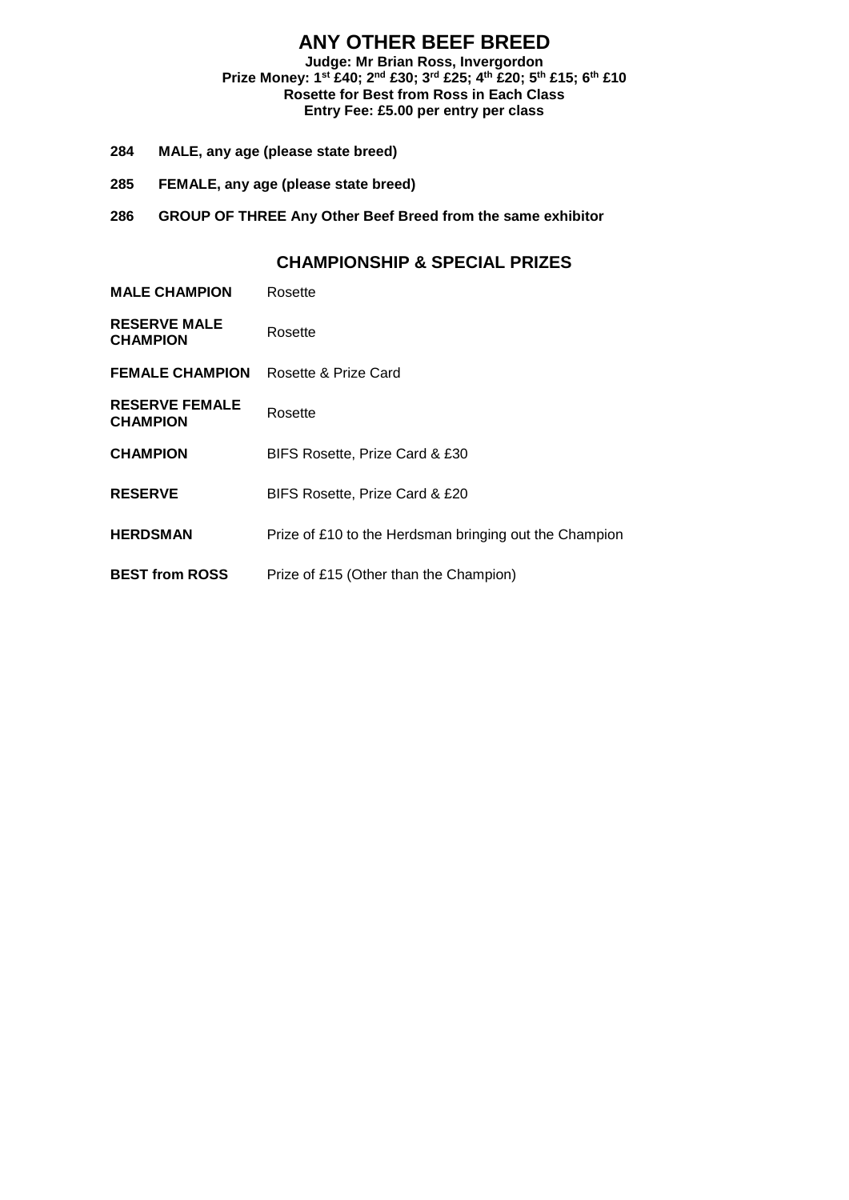# ANY OTHER BEEF BREED

**Judge: Mr Brian Ross, Invergordon**
**Prize Money: 1st £40; 2nd £30; 3rd £25; 4th £20; 5th £15; 6th £10**
**Rosette for Best from Ross in Each Class**
**Entry Fee: £5.00 per entry per class**

**284 MALE, any age (please state breed)**

**285 FEMALE, any age (please state breed)**

**286 GROUP OF THREE Any Other Beef Breed from the same exhibitor**

## CHAMPIONSHIP & SPECIAL PRIZES

| | |
|---|---|
| **MALE CHAMPION** | Rosette |
| **RESERVE MALE CHAMPION** | Rosette |
| **FEMALE CHAMPION** | Rosette & Prize Card |
| **RESERVE FEMALE CHAMPION** | Rosette |
| **CHAMPION** | BIFS Rosette, Prize Card & £30 |
| **RESERVE** | BIFS Rosette, Prize Card & £20 |
| **HERDSMAN** | Prize of £10 to the Herdsman bringing out the Champion |
| **BEST from ROSS** | Prize of £15 (Other than the Champion) |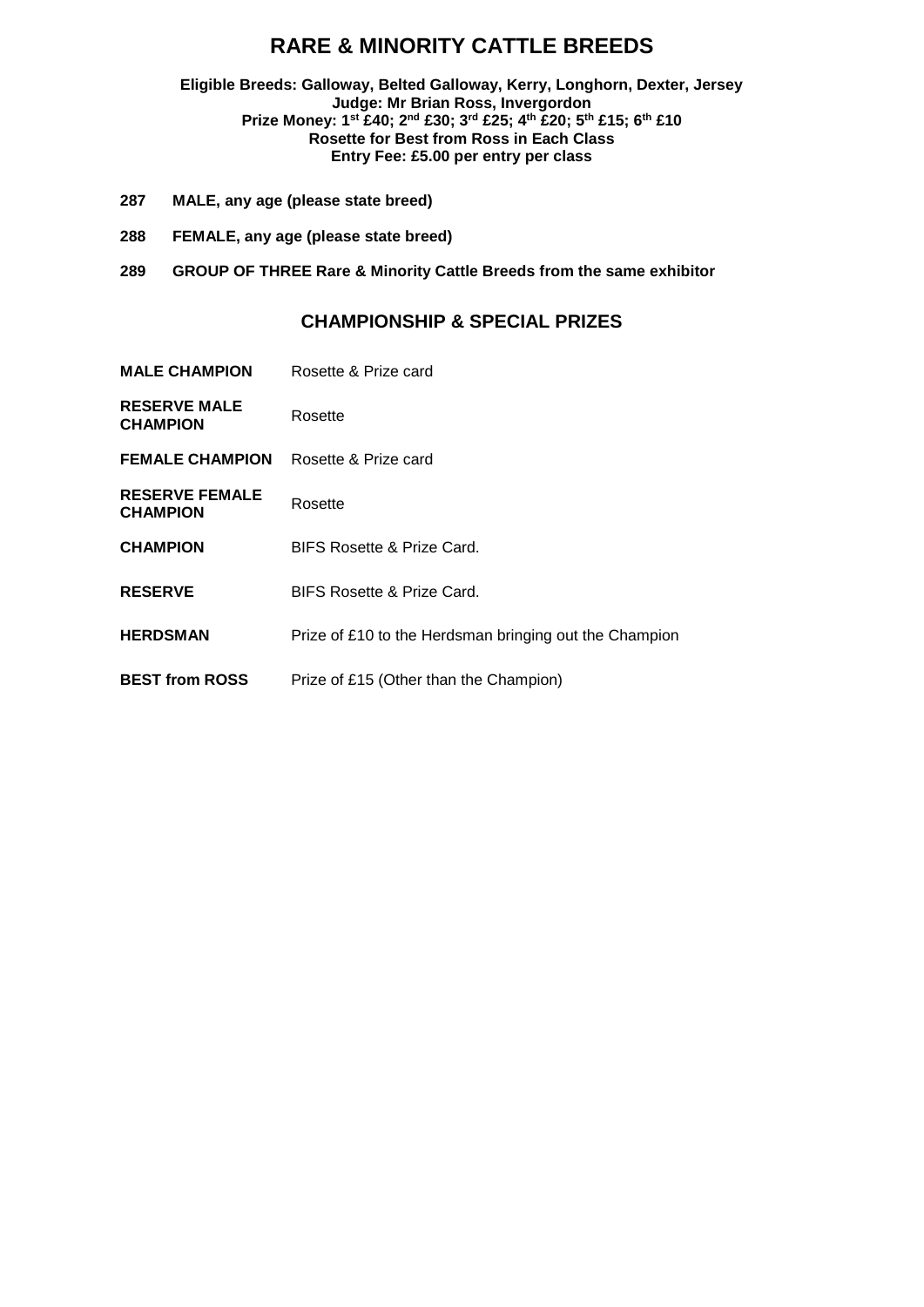# RARE & MINORITY CATTLE BREEDS

**Eligible Breeds: Galloway, Belted Galloway, Kerry, Longhorn, Dexter, Jersey**
**Judge: Mr Brian Ross, Invergordon**
**Prize Money: 1st £40; 2nd £30; 3rd £25; 4th £20; 5th £15; 6th £10**
**Rosette for Best from Ross in Each Class**
**Entry Fee: £5.00 per entry per class**

**287 MALE, any age (please state breed)**

**288 FEMALE, any age (please state breed)**

**289 GROUP OF THREE Rare & Minority Cattle Breeds from the same exhibitor**

## CHAMPIONSHIP & SPECIAL PRIZES

| | |
|---|---|
| **MALE CHAMPION** | Rosette & Prize card |
| **RESERVE MALE CHAMPION** | Rosette |
| **FEMALE CHAMPION** | Rosette & Prize card |
| **RESERVE FEMALE CHAMPION** | Rosette |
| **CHAMPION** | BIFS Rosette & Prize Card. |
| **RESERVE** | BIFS Rosette & Prize Card. |
| **HERDSMAN** | Prize of £10 to the Herdsman bringing out the Champion |
| **BEST from ROSS** | Prize of £15 (Other than the Champion) |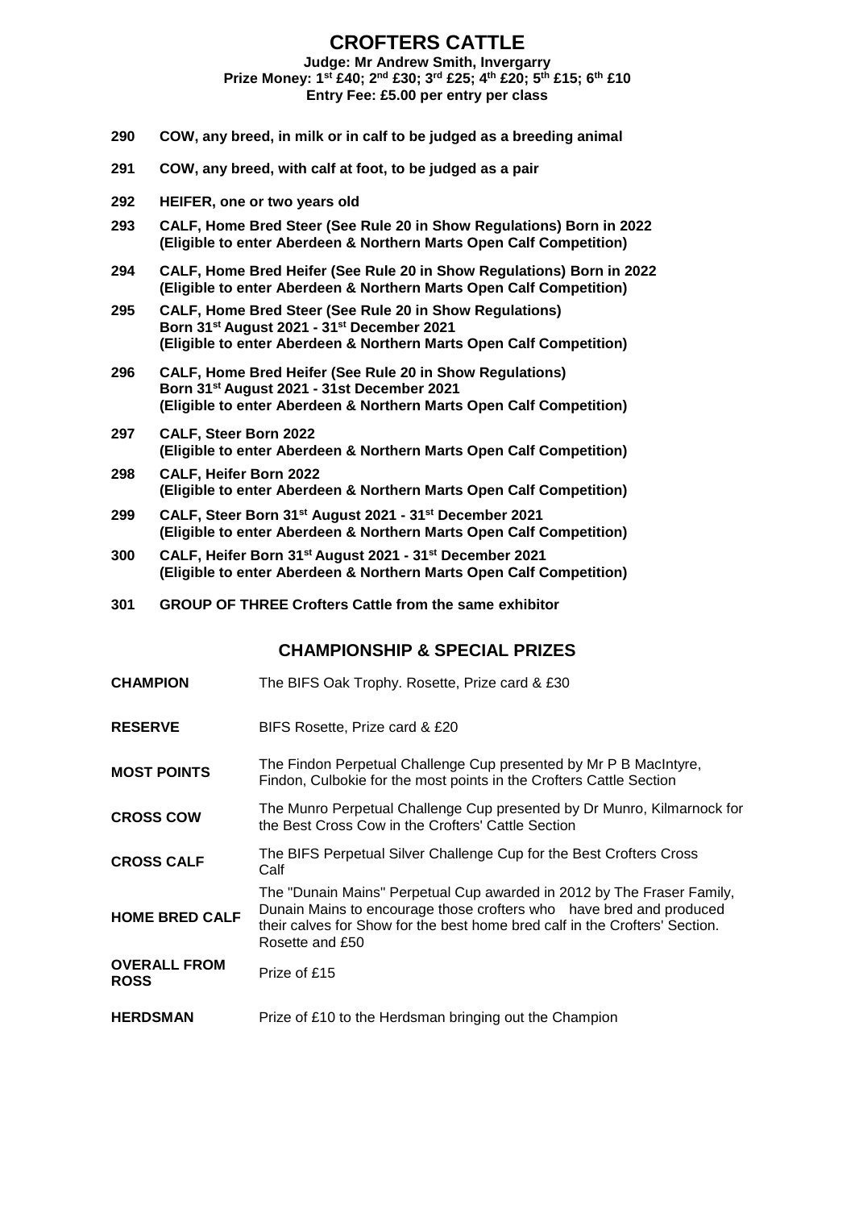# CROFTERS CATTLE

**Judge: Mr Andrew Smith, Invergarry**
**Prize Money: 1st £40; 2nd £30; 3rd £25; 4th £20; 5th £15; 6th £10**
**Entry Fee: £5.00 per entry per class**

**290** **COW, any breed, in milk or in calf to be judged as a breeding animal**

**291** **COW, any breed, with calf at foot, to be judged as a pair**

**292** **HEIFER, one or two years old**

**293** **CALF, Home Bred Steer (See Rule 20 in Show Regulations) Born in 2022 (Eligible to enter Aberdeen & Northern Marts Open Calf Competition)**

**294** **CALF, Home Bred Heifer (See Rule 20 in Show Regulations) Born in 2022 (Eligible to enter Aberdeen & Northern Marts Open Calf Competition)**

**295** **CALF, Home Bred Steer (See Rule 20 in Show Regulations) Born 31st August 2021 - 31st December 2021 (Eligible to enter Aberdeen & Northern Marts Open Calf Competition)**

**296** **CALF, Home Bred Heifer (See Rule 20 in Show Regulations) Born 31st August 2021 - 31st December 2021 (Eligible to enter Aberdeen & Northern Marts Open Calf Competition)**

**297** **CALF, Steer Born 2022 (Eligible to enter Aberdeen & Northern Marts Open Calf Competition)**

**298** **CALF, Heifer Born 2022 (Eligible to enter Aberdeen & Northern Marts Open Calf Competition)**

**299** **CALF, Steer Born 31st August 2021 - 31st December 2021 (Eligible to enter Aberdeen & Northern Marts Open Calf Competition)**

**300** **CALF, Heifer Born 31st August 2021 - 31st December 2021 (Eligible to enter Aberdeen & Northern Marts Open Calf Competition)**

**301** **GROUP OF THREE Crofters Cattle from the same exhibitor**

## CHAMPIONSHIP & SPECIAL PRIZES

| | |
|---|---|
| **CHAMPION** | The BIFS Oak Trophy. Rosette, Prize card & £30 |
| **RESERVE** | BIFS Rosette, Prize card & £20 |
| **MOST POINTS** | The Findon Perpetual Challenge Cup presented by Mr P B MacIntyre, Findon, Culbokie for the most points in the Crofters Cattle Section |
| **CROSS COW** | The Munro Perpetual Challenge Cup presented by Dr Munro, Kilmarnock for the Best Cross Cow in the Crofters' Cattle Section |
| **CROSS CALF** | The BIFS Perpetual Silver Challenge Cup for the Best Crofters Cross Calf |
| **HOME BRED CALF** | The "Dunain Mains" Perpetual Cup awarded in 2012 by The Fraser Family, Dunain Mains to encourage those crofters who have bred and produced their calves for Show for the best home bred calf in the Crofters' Section. Rosette and £50 |
| **OVERALL FROM ROSS** | Prize of £15 |
| **HERDSMAN** | Prize of £10 to the Herdsman bringing out the Champion |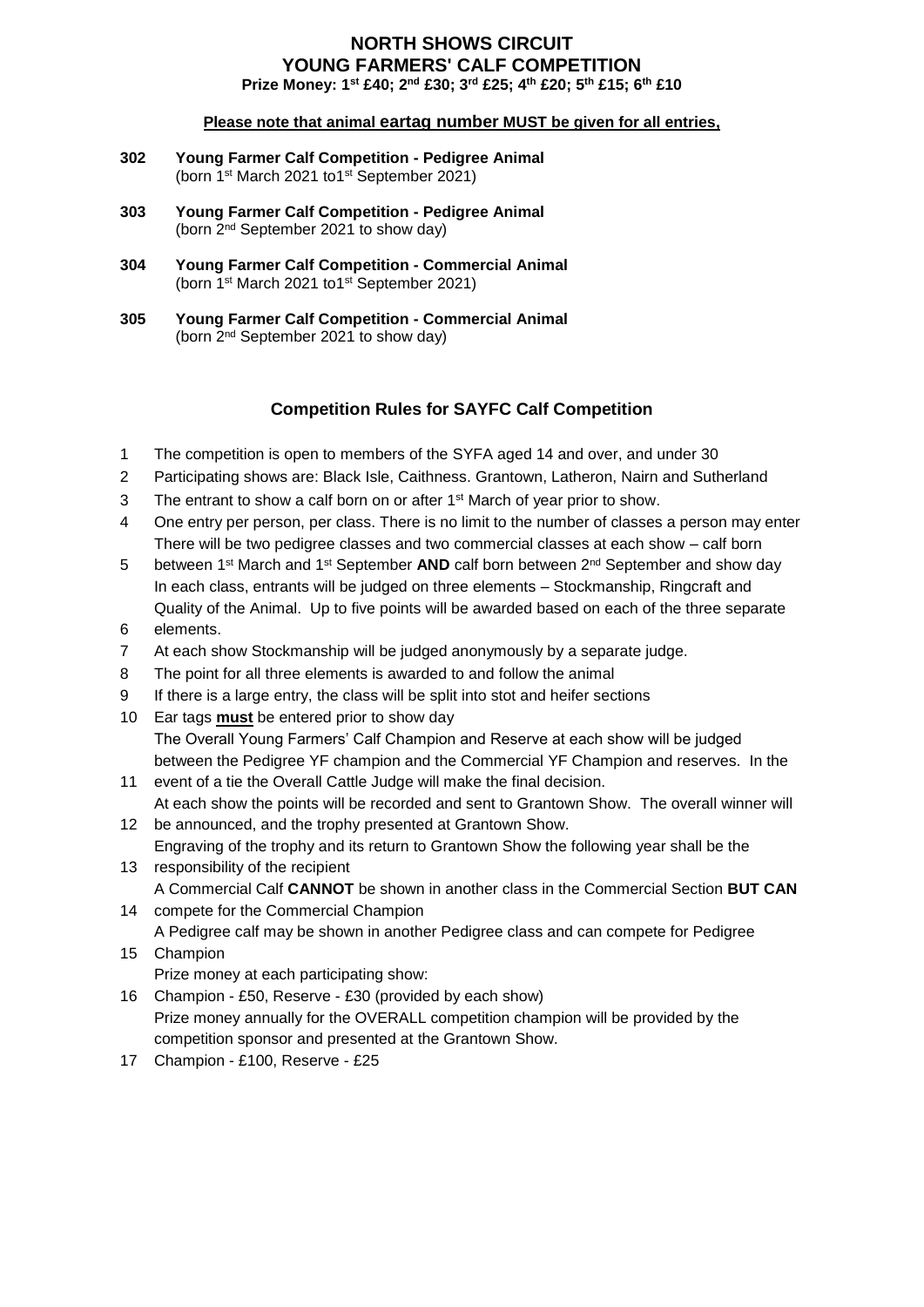# NORTH SHOWS CIRCUIT
# YOUNG FARMERS' CALF COMPETITION

**Prize Money: 1st £40; 2nd £30; 3rd £25; 4th £20; 5th £15; 6th £10**

**Please note that animal eartag number MUST be given for all entries,**

**302 Young Farmer Calf Competition - Pedigree Animal**
(born 1st March 2021 to1st September 2021)

**303 Young Farmer Calf Competition - Pedigree Animal**
(born 2nd September 2021 to show day)

**304 Young Farmer Calf Competition - Commercial Animal**
(born 1st March 2021 to1st September 2021)

**305 Young Farmer Calf Competition - Commercial Animal**
(born 2nd September 2021 to show day)

## Competition Rules for SAYFC Calf Competition

1. The competition is open to members of the SYFA aged 14 and over, and under 30
2. Participating shows are: Black Isle, Caithness. Grantown, Latheron, Nairn and Sutherland
3. The entrant to show a calf born on or after 1st March of year prior to show.
4. One entry per person, per class. There is no limit to the number of classes a person may enter
5. There will be two pedigree classes and two commercial classes at each show – calf born between 1st March and 1st September **AND** calf born between 2nd September and show day
6. In each class, entrants will be judged on three elements – Stockmanship, Ringcraft and Quality of the Animal. Up to five points will be awarded based on each of the three separate elements.
7. At each show Stockmanship will be judged anonymously by a separate judge.
8. The point for all three elements is awarded to and follow the animal
9. If there is a large entry, the class will be split into stot and heifer sections
10. Ear tags **must** be entered prior to show day
11. The Overall Young Farmers' Calf Champion and Reserve at each show will be judged between the Pedigree YF champion and the Commercial YF Champion and reserves. In the event of a tie the Overall Cattle Judge will make the final decision.
12. At each show the points will be recorded and sent to Grantown Show. The overall winner will be announced, and the trophy presented at Grantown Show.
13. Engraving of the trophy and its return to Grantown Show the following year shall be the responsibility of the recipient
14. A Commercial Calf **CANNOT** be shown in another class in the Commercial Section **BUT CAN** compete for the Commercial Champion
15. A Pedigree calf may be shown in another Pedigree class and can compete for Pedigree Champion
16. Prize money at each participating show:
    Champion - £50, Reserve - £30 (provided by each show)
17. Prize money annually for the OVERALL competition champion will be provided by the competition sponsor and presented at the Grantown Show.
    Champion - £100, Reserve - £25